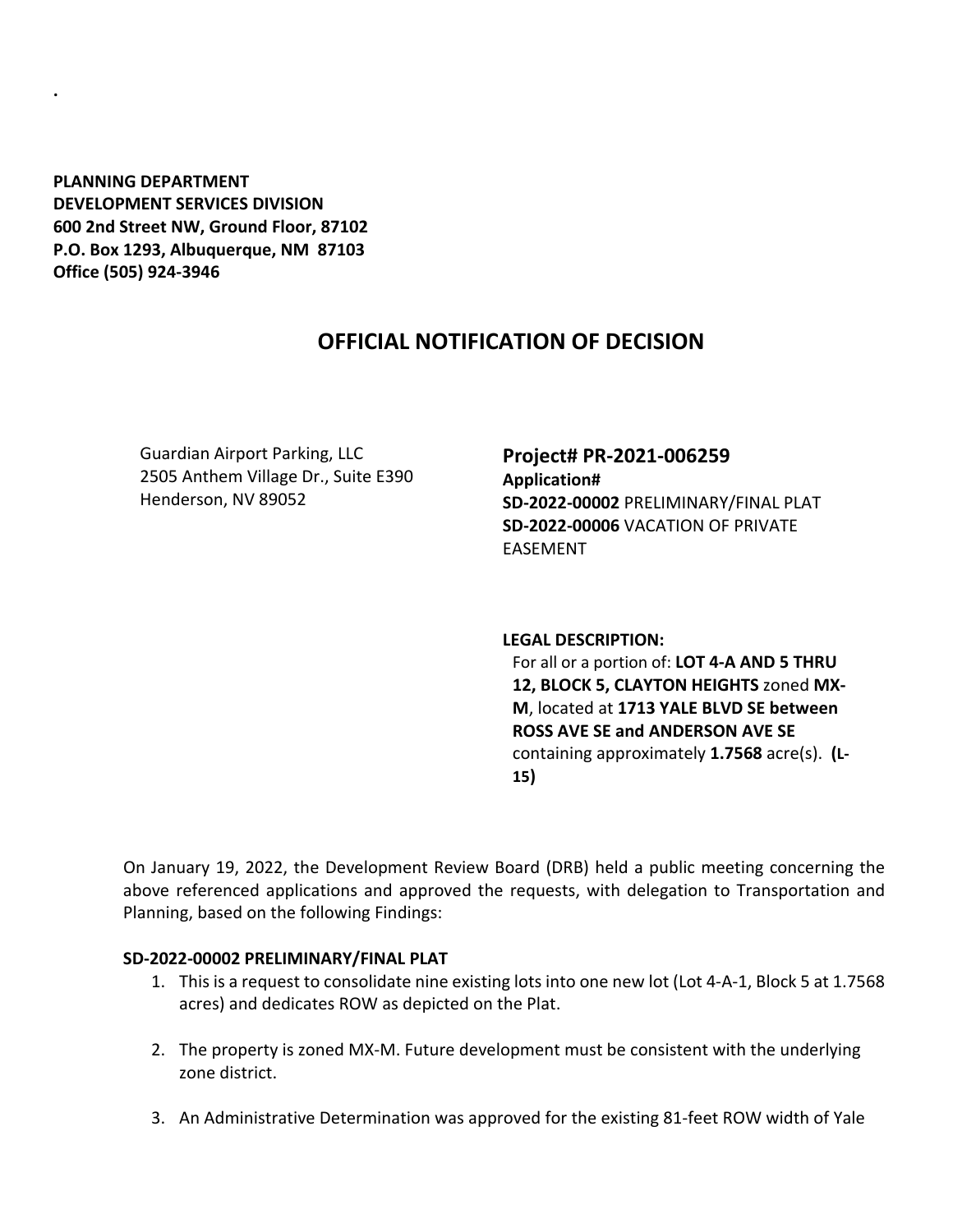.

**PLANNING DEPARTMENT**
**DEVELOPMENT SERVICES DIVISION**
**600 2nd Street NW, Ground Floor, 87102**
**P.O. Box 1293, Albuquerque, NM 87103**
**Office (505) 924-3946**

# OFFICIAL NOTIFICATION OF DECISION

Guardian Airport Parking, LLC
2505 Anthem Village Dr., Suite E390
Henderson, NV 89052

**Project# PR-2021-006259**
**Application#**
**SD-2022-00002** PRELIMINARY/FINAL PLAT
**SD-2022-00006** VACATION OF PRIVATE EASEMENT

**LEGAL DESCRIPTION:**
For all or a portion of: **LOT 4-A AND 5 THRU 12, BLOCK 5, CLAYTON HEIGHTS** zoned **MX-M**, located at **1713 YALE BLVD SE between ROSS AVE SE and ANDERSON AVE SE** containing approximately **1.7568** acre(s). **(L-15)**

On January 19, 2022, the Development Review Board (DRB) held a public meeting concerning the above referenced applications and approved the requests, with delegation to Transportation and Planning, based on the following Findings:

**SD-2022-00002 PRELIMINARY/FINAL PLAT**

1. This is a request to consolidate nine existing lots into one new lot (Lot 4-A-1, Block 5 at 1.7568 acres) and dedicates ROW as depicted on the Plat.

2. The property is zoned MX-M. Future development must be consistent with the underlying zone district.

3. An Administrative Determination was approved for the existing 81-feet ROW width of Yale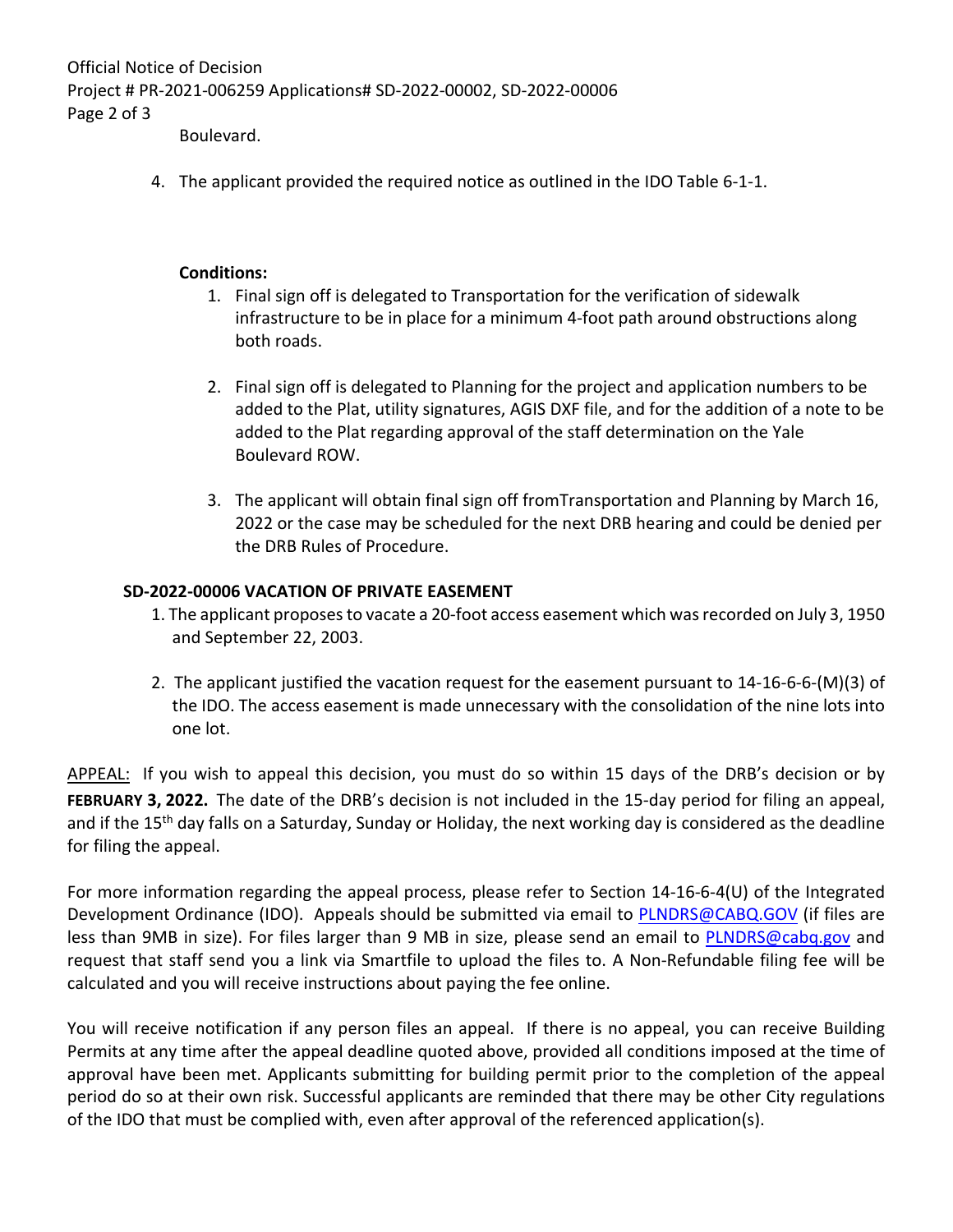Boulevard.

4. The applicant provided the required notice as outlined in the IDO Table 6-1-1.

**Conditions:**

1. Final sign off is delegated to Transportation for the verification of sidewalk infrastructure to be in place for a minimum 4-foot path around obstructions along both roads.

2. Final sign off is delegated to Planning for the project and application numbers to be added to the Plat, utility signatures, AGIS DXF file, and for the addition of a note to be added to the Plat regarding approval of the staff determination on the Yale Boulevard ROW.

3. The applicant will obtain final sign off fromTransportation and Planning by March 16, 2022 or the case may be scheduled for the next DRB hearing and could be denied per the DRB Rules of Procedure.

**SD-2022-00006 VACATION OF PRIVATE EASEMENT**

1. The applicant proposes to vacate a 20-foot access easement which was recorded on July 3, 1950 and September 22, 2003.

2. The applicant justified the vacation request for the easement pursuant to 14-16-6-6-(M)(3) of the IDO. The access easement is made unnecessary with the consolidation of the nine lots into one lot.

APPEAL: If you wish to appeal this decision, you must do so within 15 days of the DRB's decision or by **FEBRUARY 3, 2022.** The date of the DRB's decision is not included in the 15-day period for filing an appeal, and if the 15th day falls on a Saturday, Sunday or Holiday, the next working day is considered as the deadline for filing the appeal.

For more information regarding the appeal process, please refer to Section 14-16-6-4(U) of the Integrated Development Ordinance (IDO). Appeals should be submitted via email to PLNDRS@CABQ.GOV (if files are less than 9MB in size). For files larger than 9 MB in size, please send an email to PLNDRS@cabq.gov and request that staff send you a link via Smartfile to upload the files to. A Non-Refundable filing fee will be calculated and you will receive instructions about paying the fee online.

You will receive notification if any person files an appeal. If there is no appeal, you can receive Building Permits at any time after the appeal deadline quoted above, provided all conditions imposed at the time of approval have been met. Applicants submitting for building permit prior to the completion of the appeal period do so at their own risk. Successful applicants are reminded that there may be other City regulations of the IDO that must be complied with, even after approval of the referenced application(s).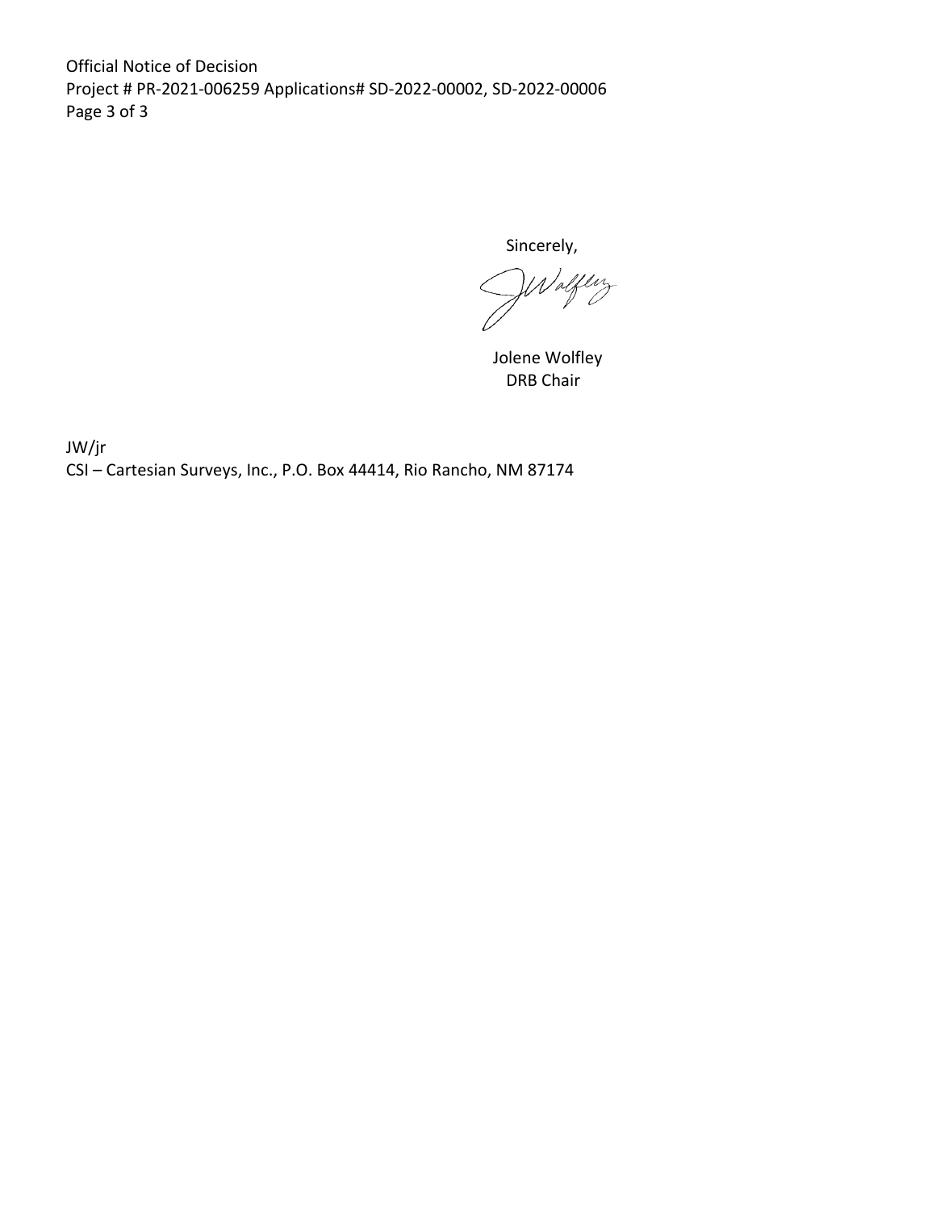Sincerely,

Jolene Wolfley
DRB Chair

JW/jr
CSI – Cartesian Surveys, Inc., P.O. Box 44414, Rio Rancho, NM 87174